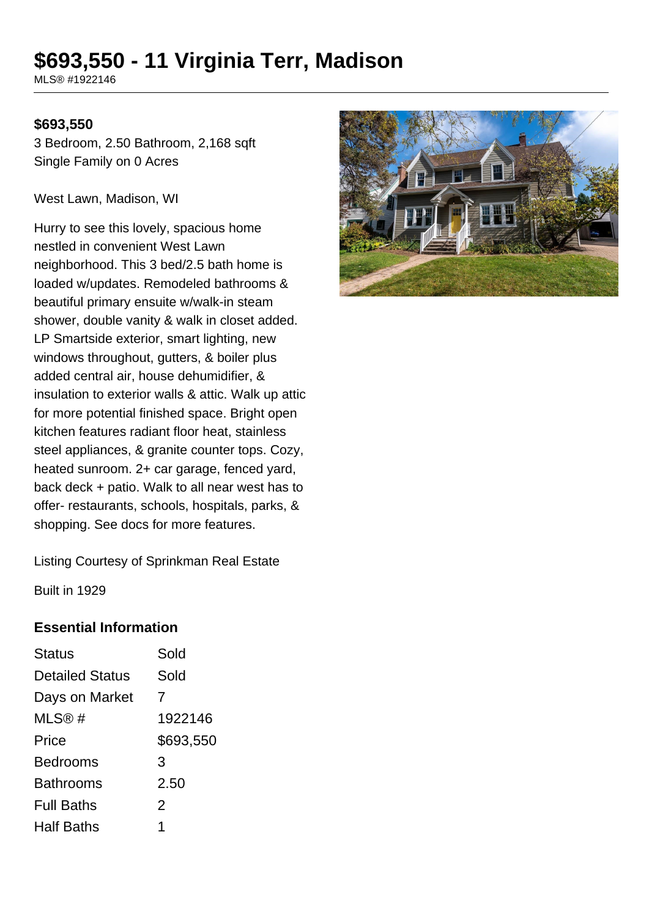# $693,550 - 11 Virginia Terr, Madison

MLS® #1922146

**$693,550**

3 Bedroom, 2.50 Bathroom, 2,168 sqft
Single Family on 0 Acres

West Lawn, Madison, WI

Hurry to see this lovely, spacious home nestled in convenient West Lawn neighborhood. This 3 bed/2.5 bath home is loaded w/updates. Remodeled bathrooms & beautiful primary ensuite w/walk-in steam shower, double vanity & walk in closet added. LP Smartside exterior, smart lighting, new windows throughout, gutters, & boiler plus added central air, house dehumidifier, & insulation to exterior walls & attic. Walk up attic for more potential finished space. Bright open kitchen features radiant floor heat, stainless steel appliances, & granite counter tops. Cozy, heated sunroom. 2+ car garage, fenced yard, back deck + patio. Walk to all near west has to offer- restaurants, schools, hospitals, parks, & shopping. See docs for more features.

Listing Courtesy of Sprinkman Real Estate

Built in 1929

## Essential Information

| | |
|---|---|
| Status | Sold |
| Detailed Status | Sold |
| Days on Market | 7 |
| MLS® # | 1922146 |
| Price | $693,550 |
| Bedrooms | 3 |
| Bathrooms | 2.50 |
| Full Baths | 2 |
| Half Baths | 1 |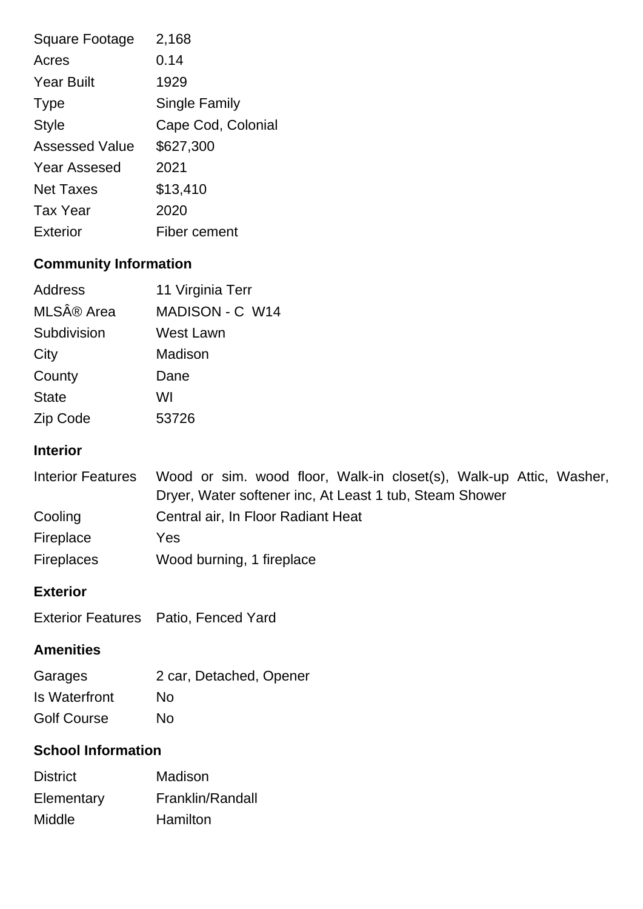| | |
|---|---|
| Square Footage | 2,168 |
| Acres | 0.14 |
| Year Built | 1929 |
| Type | Single Family |
| Style | Cape Cod, Colonial |
| Assessed Value | $627,300 |
| Year Assesed | 2021 |
| Net Taxes | $13,410 |
| Tax Year | 2020 |
| Exterior | Fiber cement |

### Community Information

| | |
|---|---|
| Address | 11 Virginia Terr |
| MLSÂ® Area | MADISON - C W14 |
| Subdivision | West Lawn |
| City | Madison |
| County | Dane |
| State | WI |
| Zip Code | 53726 |

### Interior

| | |
|---|---|
| Interior Features | Wood or sim. wood floor, Walk-in closet(s), Walk-up Attic, Washer, Dryer, Water softener inc, At Least 1 tub, Steam Shower |
| Cooling | Central air, In Floor Radiant Heat |
| Fireplace | Yes |
| Fireplaces | Wood burning, 1 fireplace |

### Exterior

| | |
|---|---|
| Exterior Features | Patio, Fenced Yard |

### Amenities

| | |
|---|---|
| Garages | 2 car, Detached, Opener |
| Is Waterfront | No |
| Golf Course | No |

### School Information

| | |
|---|---|
| District | Madison |
| Elementary | Franklin/Randall |
| Middle | Hamilton |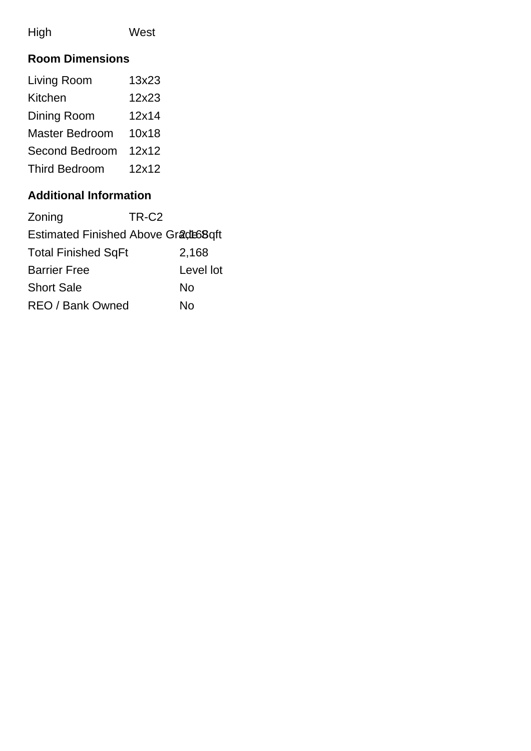| | |
|---|---|
| High | West |

## Room Dimensions

| | |
|---|---|
| Living Room | 13x23 |
| Kitchen | 12x23 |
| Dining Room | 12x14 |
| Master Bedroom | 10x18 |
| Second Bedroom | 12x12 |
| Third Bedroom | 12x12 |

## Additional Information

| | |
|---|---|
| Zoning | TR-C2 |
| Estimated Finished Above Grade Sqft | 2,168 |
| Total Finished SqFt | 2,168 |
| Barrier Free | Level lot |
| Short Sale | No |
| REO / Bank Owned | No |